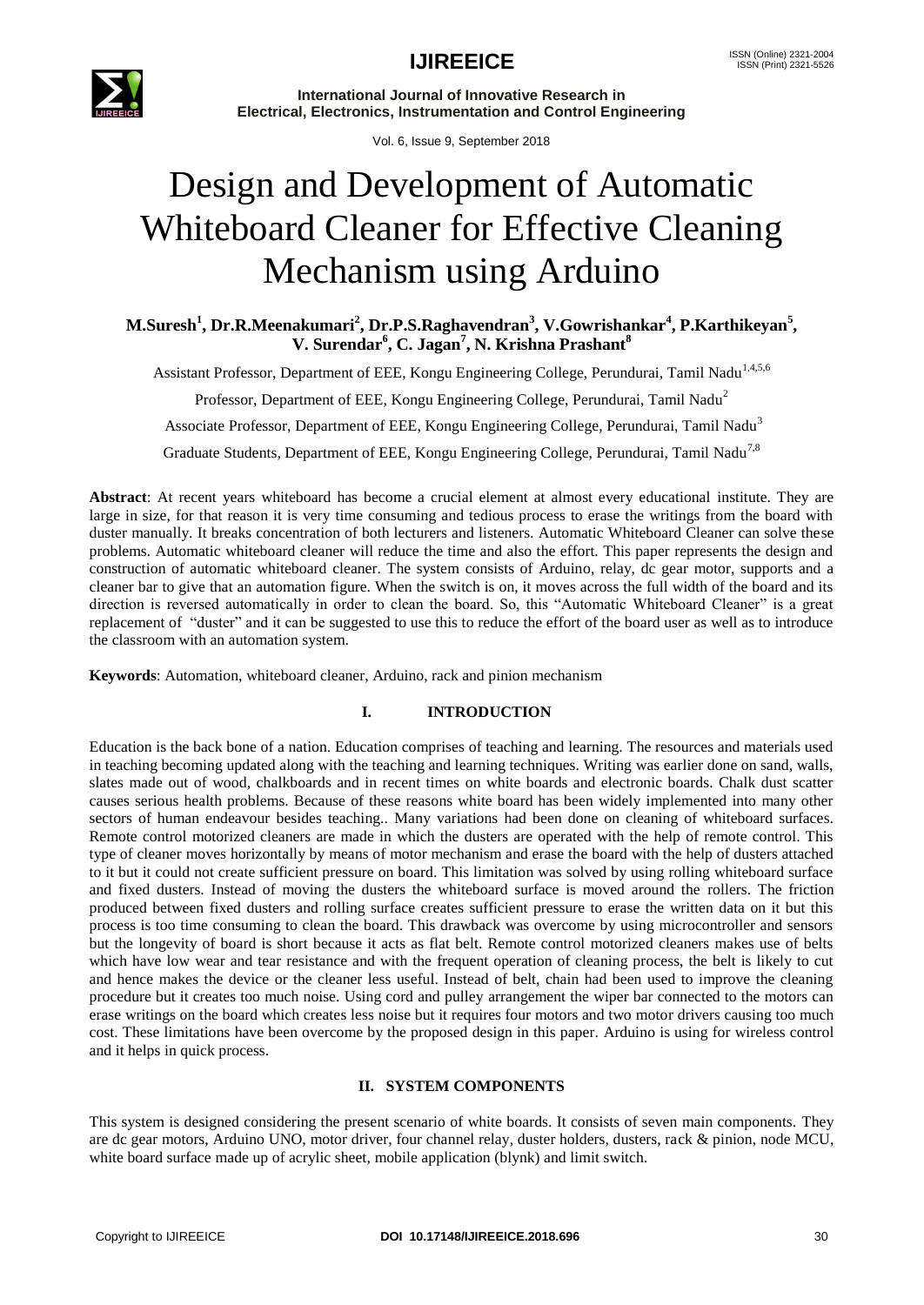# Design and Development of Automatic Whiteboard Cleaner for Effective Cleaning Mechanism using Arduino

**M.Suresh[1], Dr.R.Meenakumari[2], Dr.P.S.Raghavendran[3], V.Gowrishankar[4], P.Karthikeyan[5], V. Surendar[6], C. Jagan[7], N. Krishna Prashant[8]**

Assistant Professor, Department of EEE, Kongu Engineering College, Perundurai, Tamil Nadu[1,4,5,6]

Professor, Department of EEE, Kongu Engineering College, Perundurai, Tamil Nadu[2]

Associate Professor, Department of EEE, Kongu Engineering College, Perundurai, Tamil Nadu[3]

Graduate Students, Department of EEE, Kongu Engineering College, Perundurai, Tamil Nadu[7,8]

**Abstract**: At recent years whiteboard has become a crucial element at almost every educational institute. They are large in size, for that reason it is very time consuming and tedious process to erase the writings from the board with duster manually. It breaks concentration of both lecturers and listeners. Automatic Whiteboard Cleaner can solve these problems. Automatic whiteboard cleaner will reduce the time and also the effort. This paper represents the design and construction of automatic whiteboard cleaner. The system consists of Arduino, relay, dc gear motor, supports and a cleaner bar to give that an automation figure. When the switch is on, it moves across the full width of the board and its direction is reversed automatically in order to clean the board. So, this "Automatic Whiteboard Cleaner" is a great replacement of "duster" and it can be suggested to use this to reduce the effort of the board user as well as to introduce the classroom with an automation system.

**Keywords**: Automation, whiteboard cleaner, Arduino, rack and pinion mechanism

## I. INTRODUCTION

Education is the back bone of a nation. Education comprises of teaching and learning. The resources and materials used in teaching becoming updated along with the teaching and learning techniques. Writing was earlier done on sand, walls, slates made out of wood, chalkboards and in recent times on white boards and electronic boards. Chalk dust scatter causes serious health problems. Because of these reasons white board has been widely implemented into many other sectors of human endeavour besides teaching.. Many variations had been done on cleaning of whiteboard surfaces. Remote control motorized cleaners are made in which the dusters are operated with the help of remote control. This type of cleaner moves horizontally by means of motor mechanism and erase the board with the help of dusters attached to it but it could not create sufficient pressure on board. This limitation was solved by using rolling whiteboard surface and fixed dusters. Instead of moving the dusters the whiteboard surface is moved around the rollers. The friction produced between fixed dusters and rolling surface creates sufficient pressure to erase the written data on it but this process is too time consuming to clean the board. This drawback was overcome by using microcontroller and sensors but the longevity of board is short because it acts as flat belt. Remote control motorized cleaners makes use of belts which have low wear and tear resistance and with the frequent operation of cleaning process, the belt is likely to cut and hence makes the device or the cleaner less useful. Instead of belt, chain had been used to improve the cleaning procedure but it creates too much noise. Using cord and pulley arrangement the wiper bar connected to the motors can erase writings on the board which creates less noise but it requires four motors and two motor drivers causing too much cost. These limitations have been overcome by the proposed design in this paper. Arduino is using for wireless control and it helps in quick process.

## II. SYSTEM COMPONENTS

This system is designed considering the present scenario of white boards. It consists of seven main components. They are dc gear motors, Arduino UNO, motor driver, four channel relay, duster holders, dusters, rack & pinion, node MCU, white board surface made up of acrylic sheet, mobile application (blynk) and limit switch.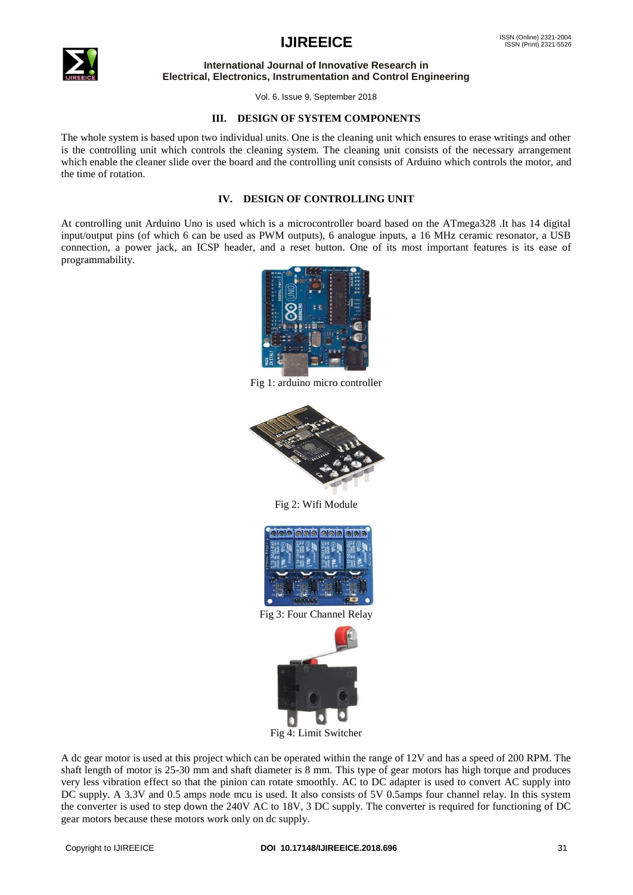## III. DESIGN OF SYSTEM COMPONENTS

The whole system is based upon two individual units. One is the cleaning unit which ensures to erase writings and other is the controlling unit which controls the cleaning system. The cleaning unit consists of the necessary arrangement which enable the cleaner slide over the board and the controlling unit consists of Arduino which controls the motor, and the time of rotation.

## IV. DESIGN OF CONTROLLING UNIT

At controlling unit Arduino Uno is used which is a microcontroller board based on the ATmega328 .It has 14 digital input/output pins (of which 6 can be used as PWM outputs), 6 analogue inputs, a 16 MHz ceramic resonator, a USB connection, a power jack, an ICSP header, and a reset button. One of its most important features is its ease of programmability.

Fig 1: arduino micro controller

Fig 2: Wifi Module

Fig 3: Four Channel Relay

Fig 4: Limit Switcher

A dc gear motor is used at this project which can be operated within the range of 12V and has a speed of 200 RPM. The shaft length of motor is 25-30 mm and shaft diameter is 8 mm. This type of gear motors has high torque and produces very less vibration effect so that the pinion can rotate smoothly. AC to DC adapter is used to convert AC supply into DC supply. A 3.3V and 0.5 amps node mcu is used. It also consists of 5V 0.5amps four channel relay. In this system the converter is used to step down the 240V AC to 18V, 3 DC supply. The converter is required for functioning of DC gear motors because these motors work only on dc supply.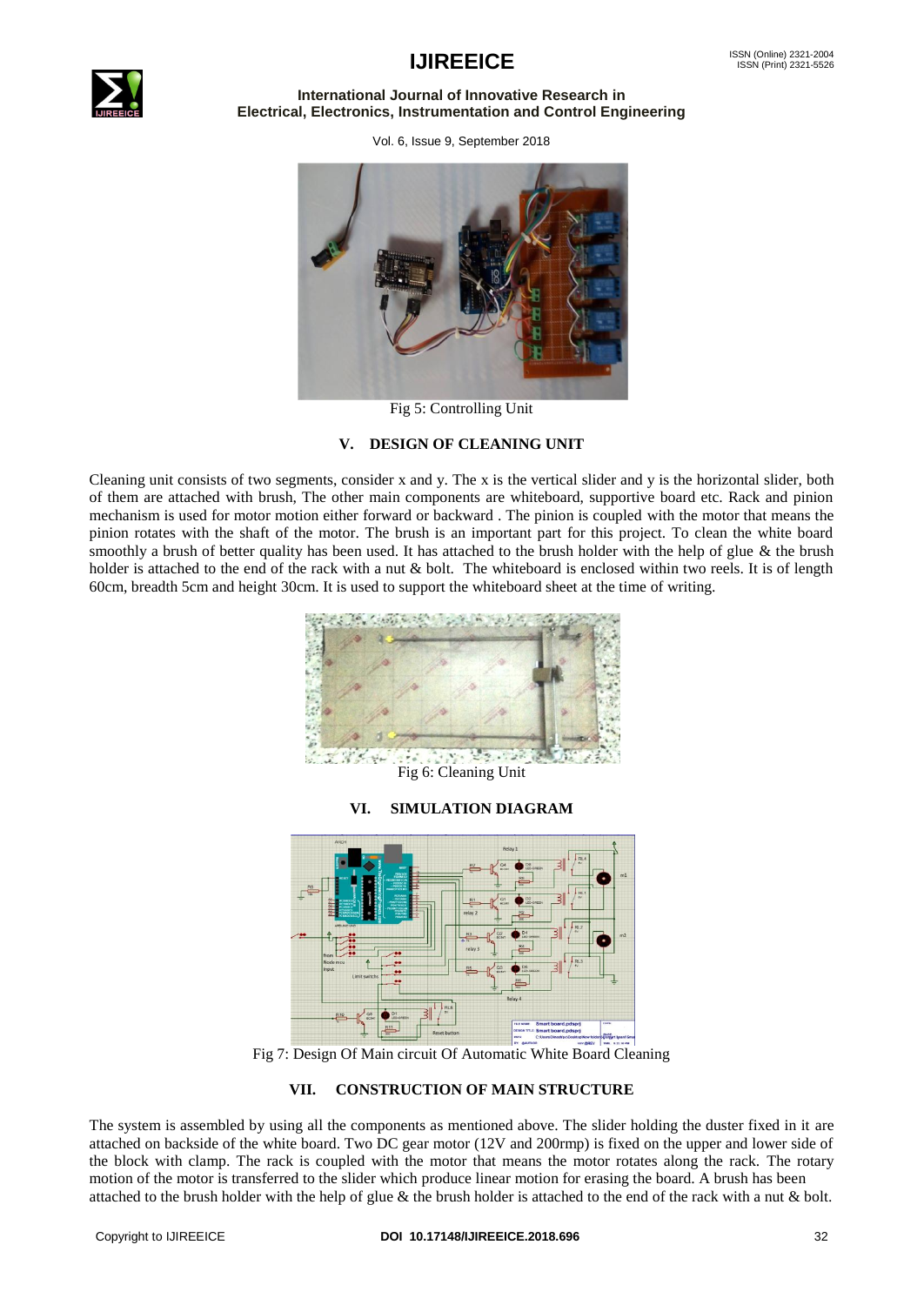Fig 5: Controlling Unit

## V. DESIGN OF CLEANING UNIT

Cleaning unit consists of two segments, consider x and y. The x is the vertical slider and y is the horizontal slider, both of them are attached with brush, The other main components are whiteboard, supportive board etc. Rack and pinion mechanism is used for motor motion either forward or backward . The pinion is coupled with the motor that means the pinion rotates with the shaft of the motor. The brush is an important part for this project. To clean the white board smoothly a brush of better quality has been used. It has attached to the brush holder with the help of glue & the brush holder is attached to the end of the rack with a nut & bolt. The whiteboard is enclosed within two reels. It is of length 60cm, breadth 5cm and height 30cm. It is used to support the whiteboard sheet at the time of writing.

Fig 6: Cleaning Unit

## VI. SIMULATION DIAGRAM

Fig 7: Design Of Main circuit Of Automatic White Board Cleaning

## VII. CONSTRUCTION OF MAIN STRUCTURE

The system is assembled by using all the components as mentioned above. The slider holding the duster fixed in it are attached on backside of the white board. Two DC gear motor (12V and 200rmp) is fixed on the upper and lower side of the block with clamp. The rack is coupled with the motor that means the motor rotates along the rack. The rotary motion of the motor is transferred to the slider which produce linear motion for erasing the board. A brush has been attached to the brush holder with the help of glue & the brush holder is attached to the end of the rack with a nut & bolt.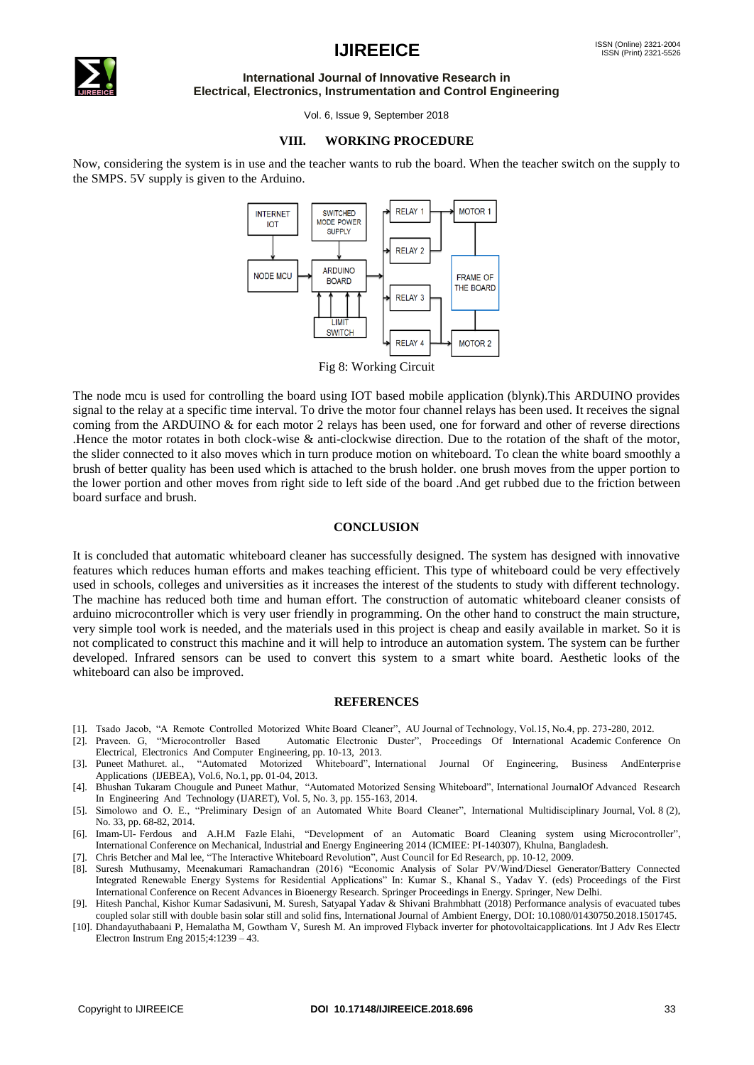## VIII. WORKING PROCEDURE

Now, considering the system is in use and the teacher wants to rub the board. When the teacher switch on the supply to the SMPS. 5V supply is given to the Arduino.

INTERNET IOT

NODE MCU

SWITCHED MODE POWER SUPPLY

ARDUINO BOARD

LIMIT SWITCH

RELAY 1

RELAY 2

RELAY 3

RELAY 4

MOTOR 1

FRAME OF THE BOARD

MOTOR 2

Fig 8: Working Circuit

The node mcu is used for controlling the board using IOT based mobile application (blynk).This ARDUINO provides signal to the relay at a specific time interval. To drive the motor four channel relays has been used. It receives the signal coming from the ARDUINO & for each motor 2 relays has been used, one for forward and other of reverse directions .Hence the motor rotates in both clock-wise & anti-clockwise direction. Due to the rotation of the shaft of the motor, the slider connected to it also moves which in turn produce motion on whiteboard. To clean the white board smoothly a brush of better quality has been used which is attached to the brush holder. one brush moves from the upper portion to the lower portion and other moves from right side to left side of the board .And get rubbed due to the friction between board surface and brush.

## CONCLUSION

It is concluded that automatic whiteboard cleaner has successfully designed. The system has designed with innovative features which reduces human efforts and makes teaching efficient. This type of whiteboard could be very effectively used in schools, colleges and universities as it increases the interest of the students to study with different technology. The machine has reduced both time and human effort. The construction of automatic whiteboard cleaner consists of arduino microcontroller which is very user friendly in programming. On the other hand to construct the main structure, very simple tool work is needed, and the materials used in this project is cheap and easily available in market. So it is not complicated to construct this machine and it will help to introduce an automation system. The system can be further developed. Infrared sensors can be used to convert this system to a smart white board. Aesthetic looks of the whiteboard can also be improved.

## REFERENCES

[1]. Tsado Jacob, "A Remote Controlled Motorized White Board Cleaner", AU Journal of Technology, Vol.15, No.4, pp. 273-280, 2012.

[2]. Praveen. G, "Microcontroller Based Automatic Electronic Duster", Proceedings Of International Academic Conference On Electrical, Electronics And Computer Engineering, pp. 10-13, 2013.

[3]. Puneet Mathuret. al., "Automated Motorized Whiteboard", International Journal Of Engineering, Business AndEnterprise Applications (IJEBEA), Vol.6, No.1, pp. 01-04, 2013.

[4]. Bhushan Tukaram Chougule and Puneet Mathur, "Automated Motorized Sensing Whiteboard", International JournalOf Advanced Research In Engineering And Technology (IJARET), Vol. 5, No. 3, pp. 155-163, 2014.

[5]. Simolowo and O. E., "Preliminary Design of an Automated White Board Cleaner", International Multidisciplinary Journal, Vol. 8 (2), No. 33, pp. 68-82, 2014.

[6]. Imam-Ul- Ferdous and A.H.M Fazle Elahi, "Development of an Automatic Board Cleaning system using Microcontroller", International Conference on Mechanical, Industrial and Energy Engineering 2014 (ICMIEE: PI-140307), Khulna, Bangladesh.

[7]. Chris Betcher and Mal lee, "The Interactive Whiteboard Revolution", Aust Council for Ed Research, pp. 10-12, 2009.

[8]. Suresh Muthusamy, Meenakumari Ramachandran (2016) "Economic Analysis of Solar PV/Wind/Diesel Generator/Battery Connected Integrated Renewable Energy Systems for Residential Applications" In: Kumar S., Khanal S., Yadav Y. (eds) Proceedings of the First International Conference on Recent Advances in Bioenergy Research. Springer Proceedings in Energy. Springer, New Delhi.

[9]. Hitesh Panchal, Kishor Kumar Sadasivuni, M. Suresh, Satyapal Yadav & Shivani Brahmbhatt (2018) Performance analysis of evacuated tubes coupled solar still with double basin solar still and solid fins, International Journal of Ambient Energy, DOI: 10.1080/01430750.2018.1501745.

[10]. Dhandayuthabaani P, Hemalatha M, Gowtham V, Suresh M. An improved Flyback inverter for photovoltaicapplications. Int J Adv Res Electr Electron Instrum Eng 2015;4:1239 – 43.